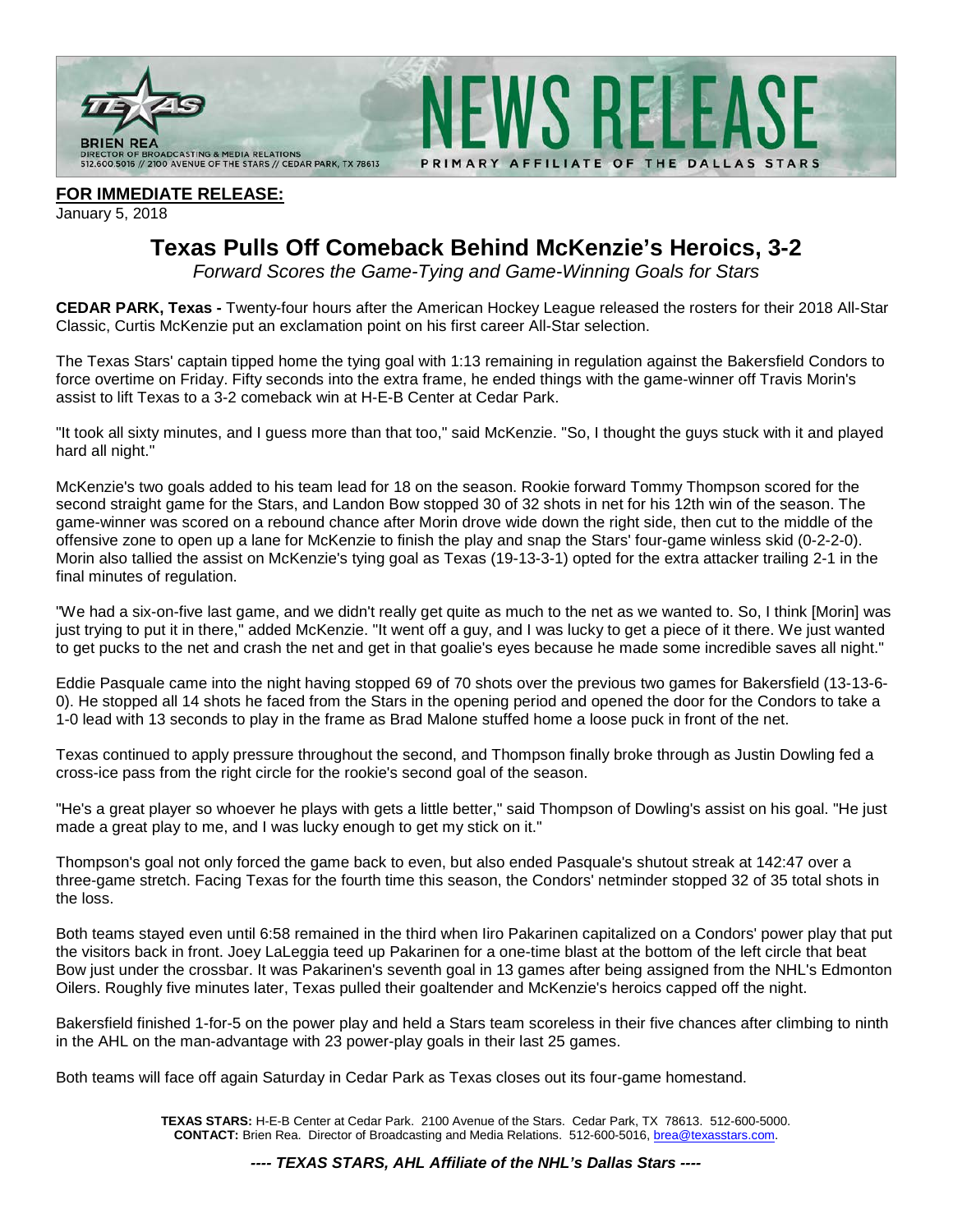BRIEN REA
DIRECTOR OF BROADCASTING & MEDIA RELATIONS
512.600.5016 // 2100 AVENUE OF THE STARS // CEDAR PARK, TX 78613

NEWS RELEASE

PRIMARY AFFILIATE OF THE DALLAS STARS

**FOR IMMEDIATE RELEASE:**
January 5, 2018

# Texas Pulls Off Comeback Behind McKenzie's Heroics, 3-2

*Forward Scores the Game-Tying and Game-Winning Goals for Stars*

**CEDAR PARK, Texas -** Twenty-four hours after the American Hockey League released the rosters for their 2018 All-Star Classic, Curtis McKenzie put an exclamation point on his first career All-Star selection.

The Texas Stars' captain tipped home the tying goal with 1:13 remaining in regulation against the Bakersfield Condors to force overtime on Friday. Fifty seconds into the extra frame, he ended things with the game-winner off Travis Morin's assist to lift Texas to a 3-2 comeback win at H-E-B Center at Cedar Park.

"It took all sixty minutes, and I guess more than that too," said McKenzie. "So, I thought the guys stuck with it and played hard all night."

McKenzie's two goals added to his team lead for 18 on the season. Rookie forward Tommy Thompson scored for the second straight game for the Stars, and Landon Bow stopped 30 of 32 shots in net for his 12th win of the season. The game-winner was scored on a rebound chance after Morin drove wide down the right side, then cut to the middle of the offensive zone to open up a lane for McKenzie to finish the play and snap the Stars' four-game winless skid (0-2-2-0). Morin also tallied the assist on McKenzie's tying goal as Texas (19-13-3-1) opted for the extra attacker trailing 2-1 in the final minutes of regulation.

"We had a six-on-five last game, and we didn't really get quite as much to the net as we wanted to. So, I think [Morin] was just trying to put it in there," added McKenzie. "It went off a guy, and I was lucky to get a piece of it there. We just wanted to get pucks to the net and crash the net and get in that goalie's eyes because he made some incredible saves all night."

Eddie Pasquale came into the night having stopped 69 of 70 shots over the previous two games for Bakersfield (13-13-6-0). He stopped all 14 shots he faced from the Stars in the opening period and opened the door for the Condors to take a 1-0 lead with 13 seconds to play in the frame as Brad Malone stuffed home a loose puck in front of the net.

Texas continued to apply pressure throughout the second, and Thompson finally broke through as Justin Dowling fed a cross-ice pass from the right circle for the rookie's second goal of the season.

"He's a great player so whoever he plays with gets a little better," said Thompson of Dowling's assist on his goal. "He just made a great play to me, and I was lucky enough to get my stick on it."

Thompson's goal not only forced the game back to even, but also ended Pasquale's shutout streak at 142:47 over a three-game stretch. Facing Texas for the fourth time this season, the Condors' netminder stopped 32 of 35 total shots in the loss.

Both teams stayed even until 6:58 remained in the third when Iiro Pakarinen capitalized on a Condors' power play that put the visitors back in front. Joey LaLeggia teed up Pakarinen for a one-time blast at the bottom of the left circle that beat Bow just under the crossbar. It was Pakarinen's seventh goal in 13 games after being assigned from the NHL's Edmonton Oilers. Roughly five minutes later, Texas pulled their goaltender and McKenzie's heroics capped off the night.

Bakersfield finished 1-for-5 on the power play and held a Stars team scoreless in their five chances after climbing to ninth in the AHL on the man-advantage with 23 power-play goals in their last 25 games.

Both teams will face off again Saturday in Cedar Park as Texas closes out its four-game homestand.

**TEXAS STARS:** H-E-B Center at Cedar Park. 2100 Avenue of the Stars. Cedar Park, TX 78613. 512-600-5000.
**CONTACT:** Brien Rea. Director of Broadcasting and Media Relations. 512-600-5016, brea@texasstars.com.

***---- TEXAS STARS, AHL Affiliate of the NHL's Dallas Stars ----***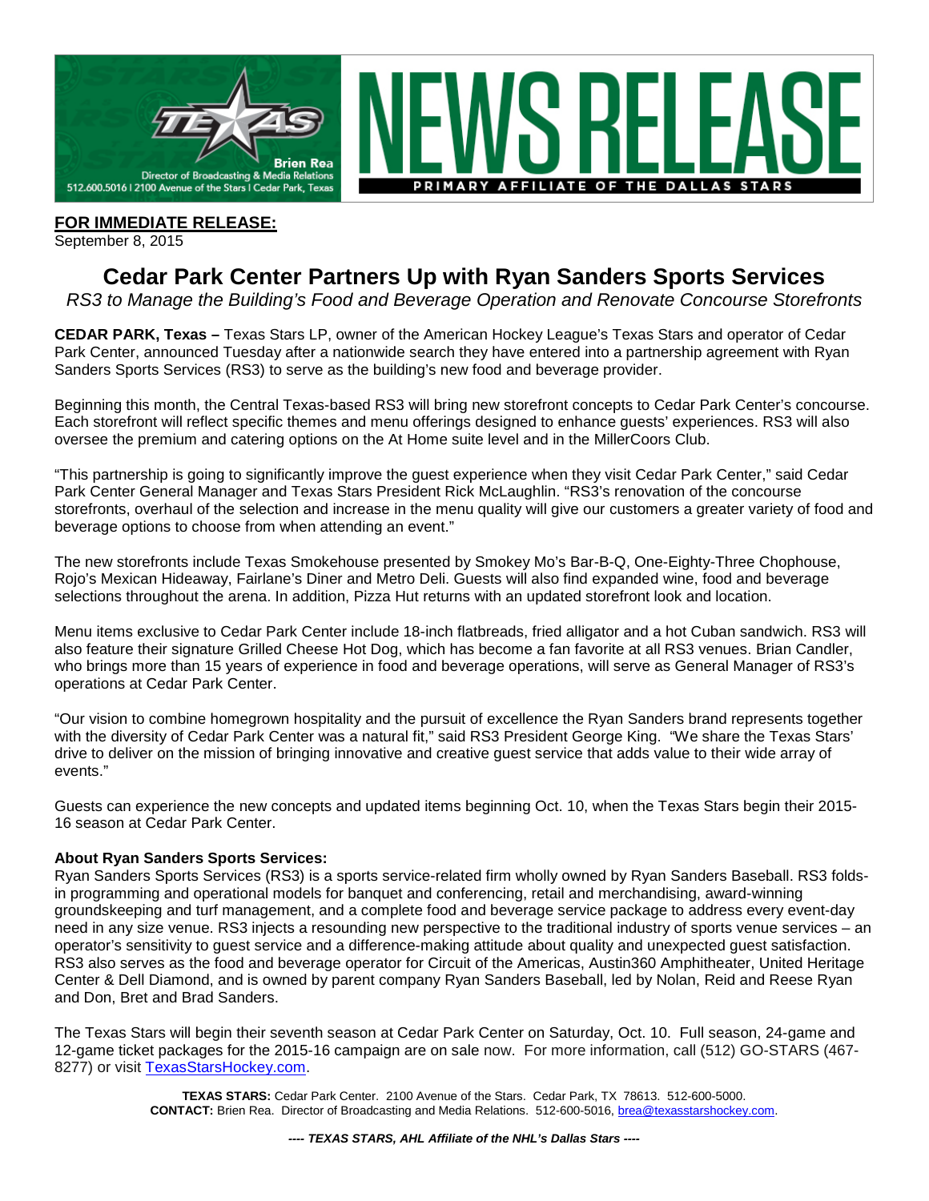Brien Rea
Director of Broadcasting & Media Relations
512.600.5016 | 2100 Avenue of the Stars | Cedar Park, Texas

# NEWS RELEASE

PRIMARY AFFILIATE OF THE DALLAS STARS

**FOR IMMEDIATE RELEASE:**
September 8, 2015

# Cedar Park Center Partners Up with Ryan Sanders Sports Services

*RS3 to Manage the Building's Food and Beverage Operation and Renovate Concourse Storefronts*

**CEDAR PARK, Texas –** Texas Stars LP, owner of the American Hockey League's Texas Stars and operator of Cedar Park Center, announced Tuesday after a nationwide search they have entered into a partnership agreement with Ryan Sanders Sports Services (RS3) to serve as the building's new food and beverage provider.

Beginning this month, the Central Texas-based RS3 will bring new storefront concepts to Cedar Park Center's concourse. Each storefront will reflect specific themes and menu offerings designed to enhance guests' experiences. RS3 will also oversee the premium and catering options on the At Home suite level and in the MillerCoors Club.

"This partnership is going to significantly improve the guest experience when they visit Cedar Park Center," said Cedar Park Center General Manager and Texas Stars President Rick McLaughlin. "RS3's renovation of the concourse storefronts, overhaul of the selection and increase in the menu quality will give our customers a greater variety of food and beverage options to choose from when attending an event."

The new storefronts include Texas Smokehouse presented by Smokey Mo's Bar-B-Q, One-Eighty-Three Chophouse, Rojo's Mexican Hideaway, Fairlane's Diner and Metro Deli. Guests will also find expanded wine, food and beverage selections throughout the arena. In addition, Pizza Hut returns with an updated storefront look and location.

Menu items exclusive to Cedar Park Center include 18-inch flatbreads, fried alligator and a hot Cuban sandwich. RS3 will also feature their signature Grilled Cheese Hot Dog, which has become a fan favorite at all RS3 venues. Brian Candler, who brings more than 15 years of experience in food and beverage operations, will serve as General Manager of RS3's operations at Cedar Park Center.

"Our vision to combine homegrown hospitality and the pursuit of excellence the Ryan Sanders brand represents together with the diversity of Cedar Park Center was a natural fit," said RS3 President George King. "We share the Texas Stars' drive to deliver on the mission of bringing innovative and creative guest service that adds value to their wide array of events."

Guests can experience the new concepts and updated items beginning Oct. 10, when the Texas Stars begin their 2015-16 season at Cedar Park Center.

**About Ryan Sanders Sports Services:**
Ryan Sanders Sports Services (RS3) is a sports service-related firm wholly owned by Ryan Sanders Baseball. RS3 folds-in programming and operational models for banquet and conferencing, retail and merchandising, award-winning groundskeeping and turf management, and a complete food and beverage service package to address every event-day need in any size venue. RS3 injects a resounding new perspective to the traditional industry of sports venue services – an operator's sensitivity to guest service and a difference-making attitude about quality and unexpected guest satisfaction. RS3 also serves as the food and beverage operator for Circuit of the Americas, Austin360 Amphitheater, United Heritage Center & Dell Diamond, and is owned by parent company Ryan Sanders Baseball, led by Nolan, Reid and Reese Ryan and Don, Bret and Brad Sanders.

The Texas Stars will begin their seventh season at Cedar Park Center on Saturday, Oct. 10. Full season, 24-game and 12-game ticket packages for the 2015-16 campaign are on sale now. For more information, call (512) GO-STARS (467-8277) or visit TexasStarsHockey.com.

**TEXAS STARS:** Cedar Park Center. 2100 Avenue of the Stars. Cedar Park, TX 78613. 512-600-5000.
**CONTACT:** Brien Rea. Director of Broadcasting and Media Relations. 512-600-5016, brea@texasstarshockey.com.

***---- TEXAS STARS, AHL Affiliate of the NHL's Dallas Stars ----***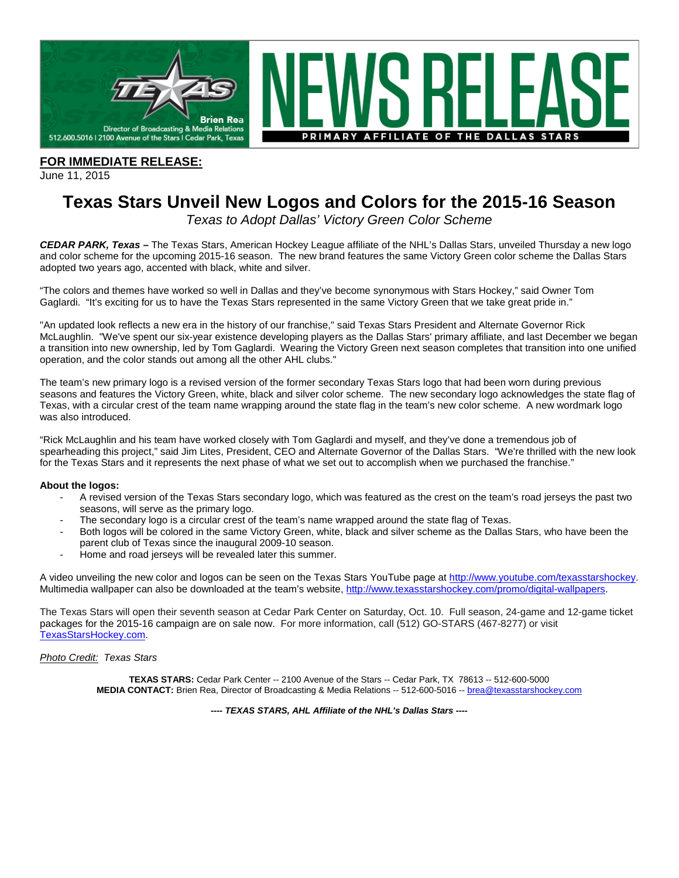Brien Rea
Director of Broadcasting & Media Relations
512.600.5016 | 2100 Avenue of the Stars | Cedar Park, Texas

# NEWS RELEASE

PRIMARY AFFILIATE OF THE DALLAS STARS

**FOR IMMEDIATE RELEASE:**
June 11, 2015

# Texas Stars Unveil New Logos and Colors for the 2015-16 Season

*Texas to Adopt Dallas' Victory Green Color Scheme*

***CEDAR PARK, Texas –*** The Texas Stars, American Hockey League affiliate of the NHL's Dallas Stars, unveiled Thursday a new logo and color scheme for the upcoming 2015-16 season. The new brand features the same Victory Green color scheme the Dallas Stars adopted two years ago, accented with black, white and silver.

"The colors and themes have worked so well in Dallas and they've become synonymous with Stars Hockey," said Owner Tom Gaglardi. "It's exciting for us to have the Texas Stars represented in the same Victory Green that we take great pride in."

"An updated look reflects a new era in the history of our franchise," said Texas Stars President and Alternate Governor Rick McLaughlin. "We've spent our six-year existence developing players as the Dallas Stars' primary affiliate, and last December we began a transition into new ownership, led by Tom Gaglardi. Wearing the Victory Green next season completes that transition into one unified operation, and the color stands out among all the other AHL clubs."

The team's new primary logo is a revised version of the former secondary Texas Stars logo that had been worn during previous seasons and features the Victory Green, white, black and silver color scheme. The new secondary logo acknowledges the state flag of Texas, with a circular crest of the team name wrapping around the state flag in the team's new color scheme. A new wordmark logo was also introduced.

"Rick McLaughlin and his team have worked closely with Tom Gaglardi and myself, and they've done a tremendous job of spearheading this project," said Jim Lites, President, CEO and Alternate Governor of the Dallas Stars. "We're thrilled with the new look for the Texas Stars and it represents the next phase of what we set out to accomplish when we purchased the franchise."

**About the logos:**

- A revised version of the Texas Stars secondary logo, which was featured as the crest on the team's road jerseys the past two seasons, will serve as the primary logo.
- The secondary logo is a circular crest of the team's name wrapped around the state flag of Texas.
- Both logos will be colored in the same Victory Green, white, black and silver scheme as the Dallas Stars, who have been the parent club of Texas since the inaugural 2009-10 season.
- Home and road jerseys will be revealed later this summer.

A video unveiling the new color and logos can be seen on the Texas Stars YouTube page at http://www.youtube.com/texasstarshockey. Multimedia wallpaper can also be downloaded at the team's website, http://www.texasstarshockey.com/promo/digital-wallpapers.

The Texas Stars will open their seventh season at Cedar Park Center on Saturday, Oct. 10. Full season, 24-game and 12-game ticket packages for the 2015-16 campaign are on sale now. For more information, call (512) GO-STARS (467-8277) or visit TexasStarsHockey.com.

*Photo Credit:* *Texas Stars*

**TEXAS STARS:** Cedar Park Center -- 2100 Avenue of the Stars -- Cedar Park, TX 78613 -- 512-600-5000
**MEDIA CONTACT:** Brien Rea, Director of Broadcasting & Media Relations -- 512-600-5016 -- brea@texasstarshockey.com

***---- TEXAS STARS, AHL Affiliate of the NHL's Dallas Stars ----***